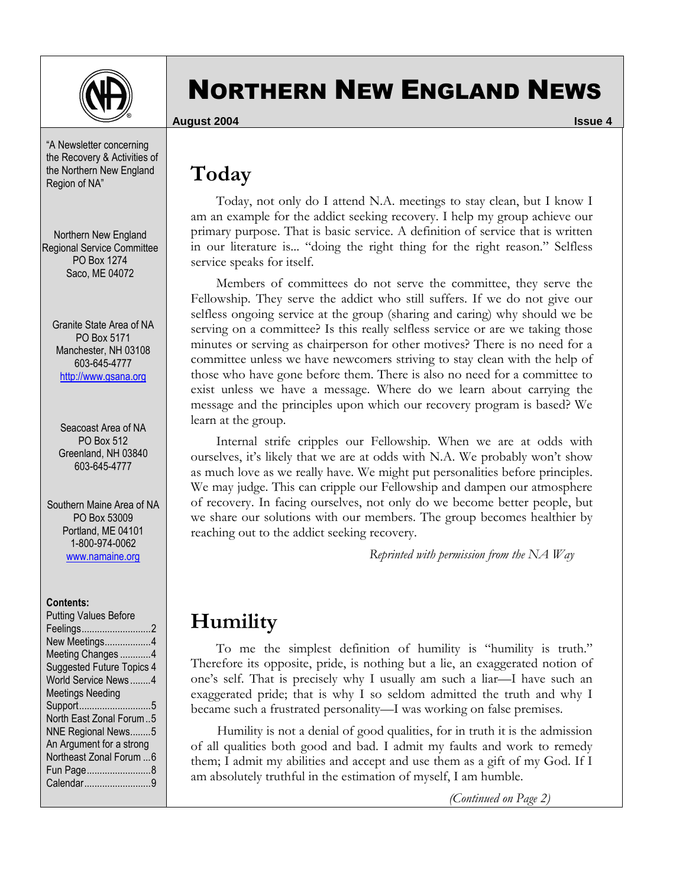# Northern New England News

**August 2004** **Issue 4**

"A Newsletter concerning the Recovery & Activities of the Northern New England Region of NA"

Northern New England Regional Service Committee
PO Box 1274
Saco, ME 04072

Granite State Area of NA
PO Box 5171
Manchester, NH 03108
603-645-4777
http://www.gsana.org

Seacoast Area of NA
PO Box 512
Greenland, NH 03840
603-645-4777

Southern Maine Area of NA
PO Box 53009
Portland, ME 04101
1-800-974-0062
www.namaine.org

**Contents:**

- Putting Values Before Feelings...........................2
- New Meetings..................4
- Meeting Changes ............4
- Suggested Future Topics 4
- World Service News........4
- Meetings Needing Support............................5
- North East Zonal Forum ..5
- NNE Regional News........5
- An Argument for a strong Northeast Zonal Forum ...6
- Fun Page.........................8
- Calendar..........................9

## Today

Today, not only do I attend N.A. meetings to stay clean, but I know I am an example for the addict seeking recovery. I help my group achieve our primary purpose. That is basic service. A definition of service that is written in our literature is... "doing the right thing for the right reason." Selfless service speaks for itself.

Members of committees do not serve the committee, they serve the Fellowship. They serve the addict who still suffers. If we do not give our selfless ongoing service at the group (sharing and caring) why should we be serving on a committee? Is this really selfless service or are we taking those minutes or serving as chairperson for other motives? There is no need for a committee unless we have newcomers striving to stay clean with the help of those who have gone before them. There is also no need for a committee to exist unless we have a message. Where do we learn about carrying the message and the principles upon which our recovery program is based? We learn at the group.

Internal strife cripples our Fellowship. When we are at odds with ourselves, it's likely that we are at odds with N.A. We probably won't show as much love as we really have. We might put personalities before principles. We may judge. This can cripple our Fellowship and dampen our atmosphere of recovery. In facing ourselves, not only do we become better people, but we share our solutions with our members. The group becomes healthier by reaching out to the addict seeking recovery.

*Reprinted with permission from the NA Way*

## Humility

To me the simplest definition of humility is "humility is truth." Therefore its opposite, pride, is nothing but a lie, an exaggerated notion of one's self. That is precisely why I usually am such a liar—I have such an exaggerated pride; that is why I so seldom admitted the truth and why I became such a frustrated personality—I was working on false premises.

Humility is not a denial of good qualities, for in truth it is the admission of all qualities both good and bad. I admit my faults and work to remedy them; I admit my abilities and accept and use them as a gift of my God. If I am absolutely truthful in the estimation of myself, I am humble.

*(Continued on Page 2)*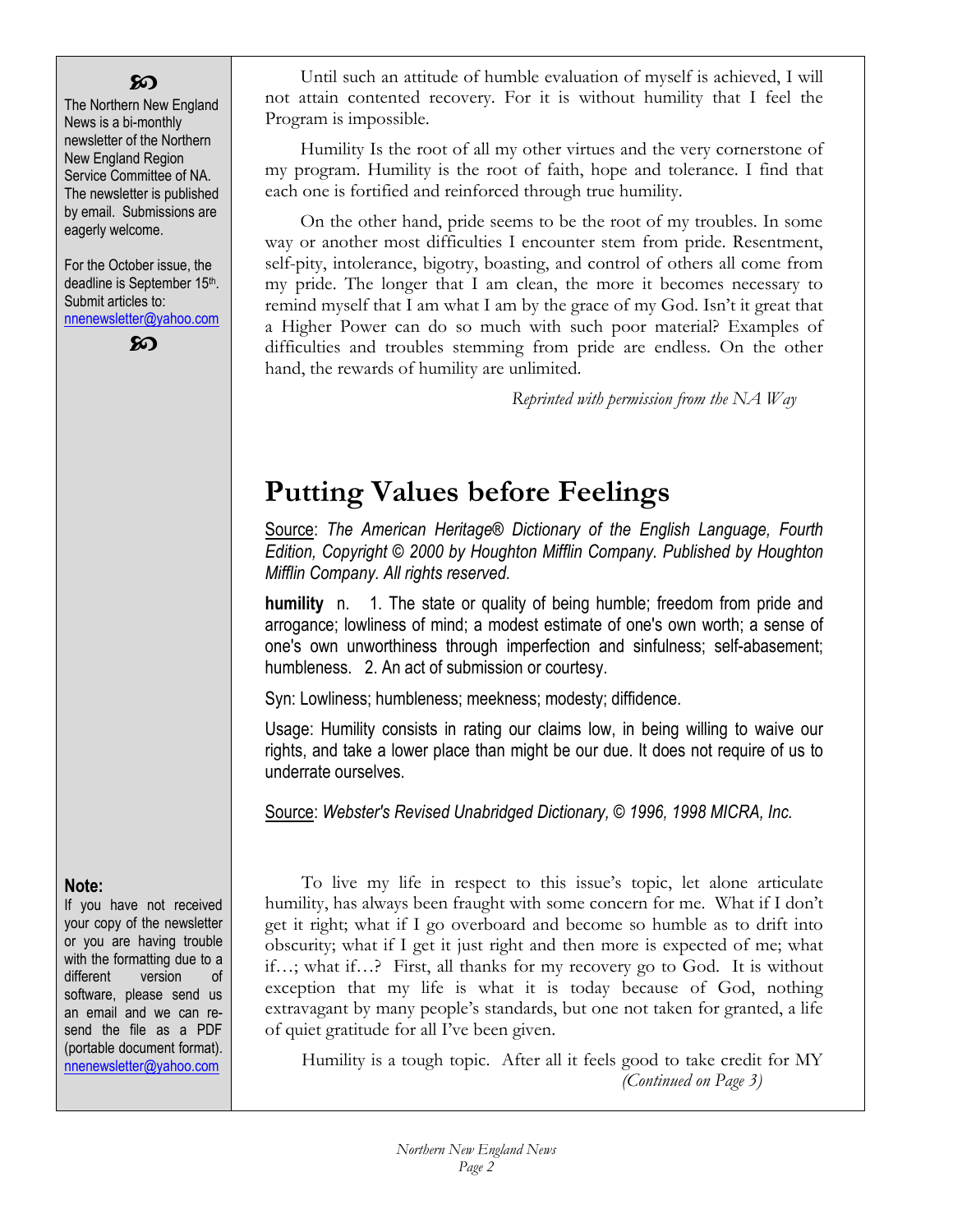Until such an attitude of humble evaluation of myself is achieved, I will not attain contented recovery. For it is without humility that I feel the Program is impossible.

Humility Is the root of all my other virtues and the very cornerstone of my program. Humility is the root of faith, hope and tolerance. I find that each one is fortified and reinforced through true humility.

On the other hand, pride seems to be the root of my troubles. In some way or another most difficulties I encounter stem from pride. Resentment, self-pity, intolerance, bigotry, boasting, and control of others all come from my pride. The longer that I am clean, the more it becomes necessary to remind myself that I am what I am by the grace of my God. Isn't it great that a Higher Power can do so much with such poor material? Examples of difficulties and troubles stemming from pride are endless. On the other hand, the rewards of humility are unlimited.

*Reprinted with permission from the NA Way*

# Putting Values before Feelings

Source: *The American Heritage® Dictionary of the English Language, Fourth Edition, Copyright © 2000 by Houghton Mifflin Company. Published by Houghton Mifflin Company. All rights reserved.*

**humility** n. 1. The state or quality of being humble; freedom from pride and arrogance; lowliness of mind; a modest estimate of one's own worth; a sense of one's own unworthiness through imperfection and sinfulness; self-abasement; humbleness. 2. An act of submission or courtesy.

Syn: Lowliness; humbleness; meekness; modesty; diffidence.

Usage: Humility consists in rating our claims low, in being willing to waive our rights, and take a lower place than might be our due. It does not require of us to underrate ourselves.

Source: *Webster's Revised Unabridged Dictionary, © 1996, 1998 MICRA, Inc.*

To live my life in respect to this issue's topic, let alone articulate humility, has always been fraught with some concern for me. What if I don't get it right; what if I go overboard and become so humble as to drift into obscurity; what if I get it just right and then more is expected of me; what if…; what if…? First, all thanks for my recovery go to God. It is without exception that my life is what it is today because of God, nothing extravagant by many people's standards, but one not taken for granted, a life of quiet gratitude for all I've been given.

Humility is a tough topic. After all it feels good to take credit for MY

*(Continued on Page 3)*

---

The Northern New England News is a bi-monthly newsletter of the Northern New England Region Service Committee of NA. The newsletter is published by email. Submissions are eagerly welcome.

For the October issue, the deadline is September 15th. Submit articles to: nnenewsletter@yahoo.com

**Note:**
If you have not received your copy of the newsletter or you are having trouble with the formatting due to a different version of software, please send us an email and we can re-send the file as a PDF (portable document format). nnenewsletter@yahoo.com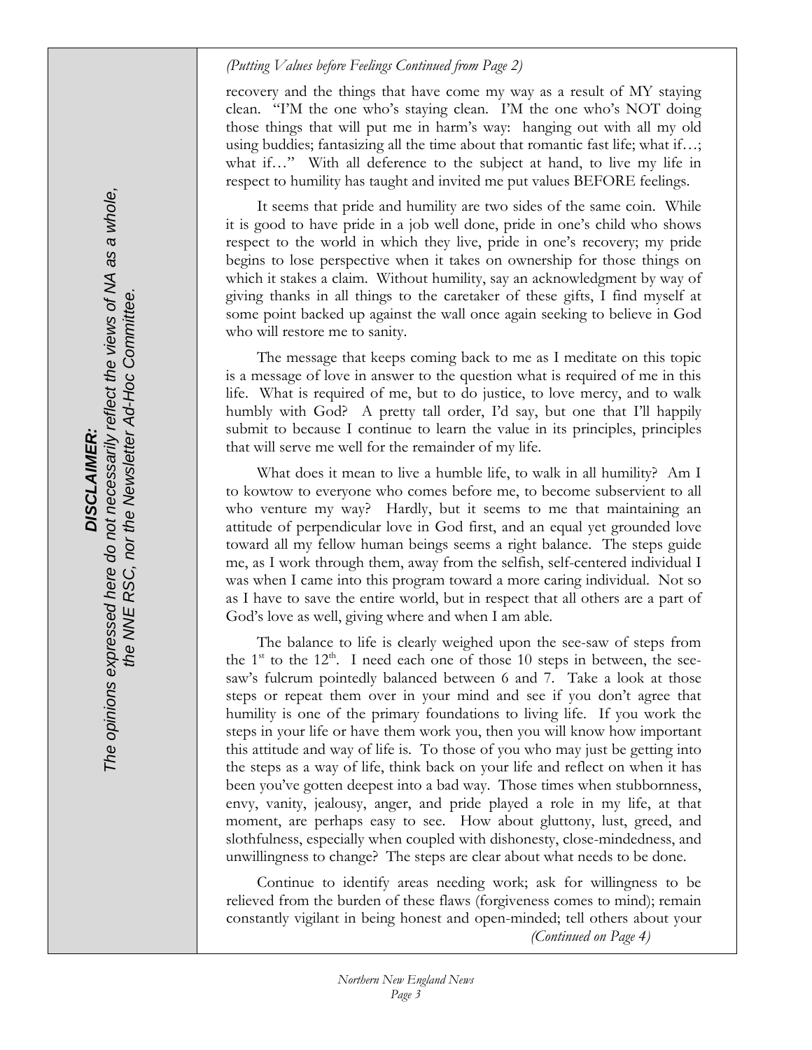*(Putting Values before Feelings Continued from Page 2)*

recovery and the things that have come my way as a result of MY staying clean. "I'M the one who's staying clean. I'M the one who's NOT doing those things that will put me in harm's way: hanging out with all my old using buddies; fantasizing all the time about that romantic fast life; what if…; what if…" With all deference to the subject at hand, to live my life in respect to humility has taught and invited me put values BEFORE feelings.

It seems that pride and humility are two sides of the same coin. While it is good to have pride in a job well done, pride in one's child who shows respect to the world in which they live, pride in one's recovery; my pride begins to lose perspective when it takes on ownership for those things on which it stakes a claim. Without humility, say an acknowledgment by way of giving thanks in all things to the caretaker of these gifts, I find myself at some point backed up against the wall once again seeking to believe in God who will restore me to sanity.

The message that keeps coming back to me as I meditate on this topic is a message of love in answer to the question what is required of me in this life. What is required of me, but to do justice, to love mercy, and to walk humbly with God? A pretty tall order, I'd say, but one that I'll happily submit to because I continue to learn the value in its principles, principles that will serve me well for the remainder of my life.

What does it mean to live a humble life, to walk in all humility? Am I to kowtow to everyone who comes before me, to become subservient to all who venture my way? Hardly, but it seems to me that maintaining an attitude of perpendicular love in God first, and an equal yet grounded love toward all my fellow human beings seems a right balance. The steps guide me, as I work through them, away from the selfish, self-centered individual I was when I came into this program toward a more caring individual. Not so as I have to save the entire world, but in respect that all others are a part of God's love as well, giving where and when I am able.

The balance to life is clearly weighed upon the see-saw of steps from the 1st to the 12th. I need each one of those 10 steps in between, the see-saw's fulcrum pointedly balanced between 6 and 7. Take a look at those steps or repeat them over in your mind and see if you don't agree that humility is one of the primary foundations to living life. If you work the steps in your life or have them work you, then you will know how important this attitude and way of life is. To those of you who may just be getting into the steps as a way of life, think back on your life and reflect on when it has been you've gotten deepest into a bad way. Those times when stubbornness, envy, vanity, jealousy, anger, and pride played a role in my life, at that moment, are perhaps easy to see. How about gluttony, lust, greed, and slothfulness, especially when coupled with dishonesty, close-mindedness, and unwillingness to change? The steps are clear about what needs to be done.

Continue to identify areas needing work; ask for willingness to be relieved from the burden of these flaws (forgiveness comes to mind); remain constantly vigilant in being honest and open-minded; tell others about your

*(Continued on Page 4)*

***DISCLAIMER:***
*The opinions expressed here do not necessarily reflect the views of NA as a whole, the NNE RSC, nor the Newsletter Ad-Hoc Committee.*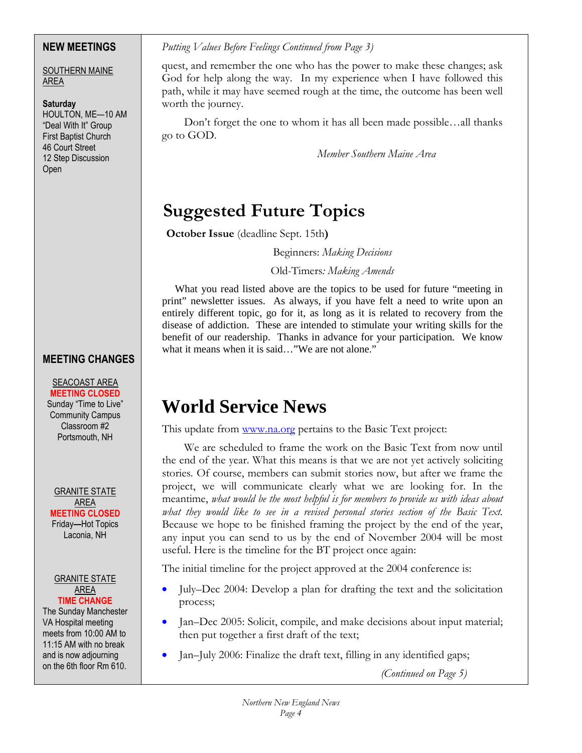*Putting Values Before Feelings Continued from Page 3)*

quest, and remember the one who has the power to make these changes; ask God for help along the way. In my experience when I have followed this path, while it may have seemed rough at the time, the outcome has been well worth the journey.

Don't forget the one to whom it has all been made possible…all thanks go to GOD.

*Member Southern Maine Area*

# Suggested Future Topics

**October Issue** (deadline Sept. 15th**)**

Beginners: *Making Decisions*

Old-Timers*: Making Amends*

What you read listed above are the topics to be used for future "meeting in print" newsletter issues. As always, if you have felt a need to write upon an entirely different topic, go for it, as long as it is related to recovery from the disease of addiction. These are intended to stimulate your writing skills for the benefit of our readership. Thanks in advance for your participation. We know what it means when it is said…"We are not alone."

# World Service News

This update from www.na.org pertains to the Basic Text project:

We are scheduled to frame the work on the Basic Text from now until the end of the year. What this means is that we are not yet actively soliciting stories. Of course, members can submit stories now, but after we frame the project, we will communicate clearly what we are looking for. In the meantime, *what would be the most helpful is for members to provide us with ideas about what they would like to see in a revised personal stories section of the Basic Text.* Because we hope to be finished framing the project by the end of the year, any input you can send to us by the end of November 2004 will be most useful. Here is the timeline for the BT project once again:

The initial timeline for the project approved at the 2004 conference is:

- July–Dec 2004: Develop a plan for drafting the text and the solicitation process;
- Jan–Dec 2005: Solicit, compile, and make decisions about input material; then put together a first draft of the text;
- Jan–July 2006: Finalize the draft text, filling in any identified gaps;

*(Continued on Page 5)*

## NEW MEETINGS

SOUTHERN MAINE AREA

**Saturday**
HOULTON, ME—10 AM
"Deal With It" Group
First Baptist Church
46 Court Street
12 Step Discussion
Open

## MEETING CHANGES

SEACOAST AREA
**MEETING CLOSED**
Sunday "Time to Live"
Community Campus
Classroom #2
Portsmouth, NH

GRANITE STATE AREA
**MEETING CLOSED**
Friday—Hot Topics
Laconia, NH

GRANITE STATE AREA
**TIME CHANGE**
The Sunday Manchester VA Hospital meeting meets from 10:00 AM to 11:15 AM with no break and is now adjourning on the 6th floor Rm 610.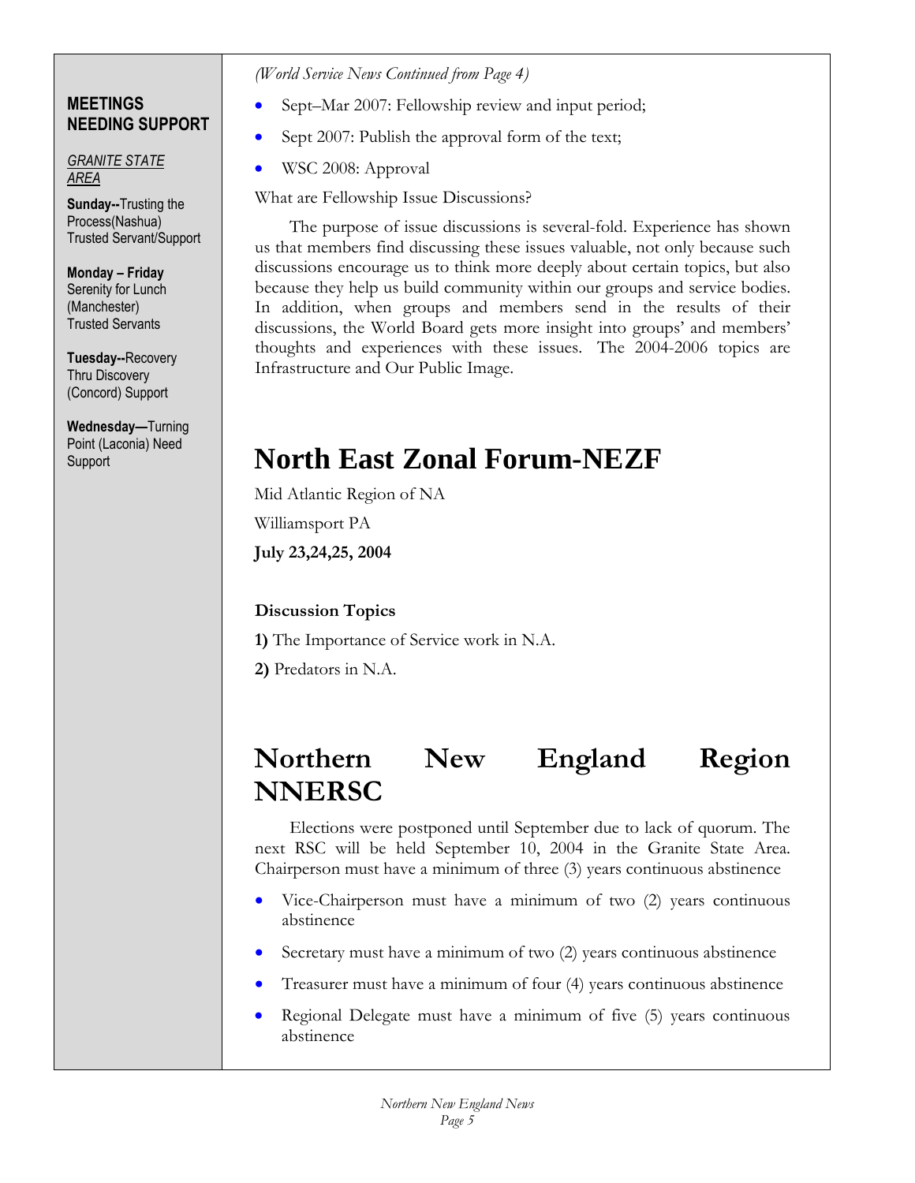## MEETINGS NEEDING SUPPORT

*GRANITE STATE AREA*

**Sunday--**Trusting the Process(Nashua) Trusted Servant/Support

**Monday – Friday** Serenity for Lunch (Manchester) Trusted Servants

**Tuesday--**Recovery Thru Discovery (Concord) Support

**Wednesday—**Turning Point (Laconia) Need Support

*(World Service News Continued from Page 4)*

- Sept–Mar 2007: Fellowship review and input period;
- Sept 2007: Publish the approval form of the text;
- WSC 2008: Approval

What are Fellowship Issue Discussions?

The purpose of issue discussions is several-fold. Experience has shown us that members find discussing these issues valuable, not only because such discussions encourage us to think more deeply about certain topics, but also because they help us build community within our groups and service bodies. In addition, when groups and members send in the results of their discussions, the World Board gets more insight into groups' and members' thoughts and experiences with these issues. The 2004-2006 topics are Infrastructure and Our Public Image.

# North East Zonal Forum-NEZF

Mid Atlantic Region of NA

Williamsport PA

**July 23,24,25, 2004**

**Discussion Topics**

**1)** The Importance of Service work in N.A.

**2)** Predators in N.A.

# Northern New England Region NNERSC

Elections were postponed until September due to lack of quorum. The next RSC will be held September 10, 2004 in the Granite State Area. Chairperson must have a minimum of three (3) years continuous abstinence

- Vice-Chairperson must have a minimum of two (2) years continuous abstinence
- Secretary must have a minimum of two (2) years continuous abstinence
- Treasurer must have a minimum of four (4) years continuous abstinence
- Regional Delegate must have a minimum of five (5) years continuous abstinence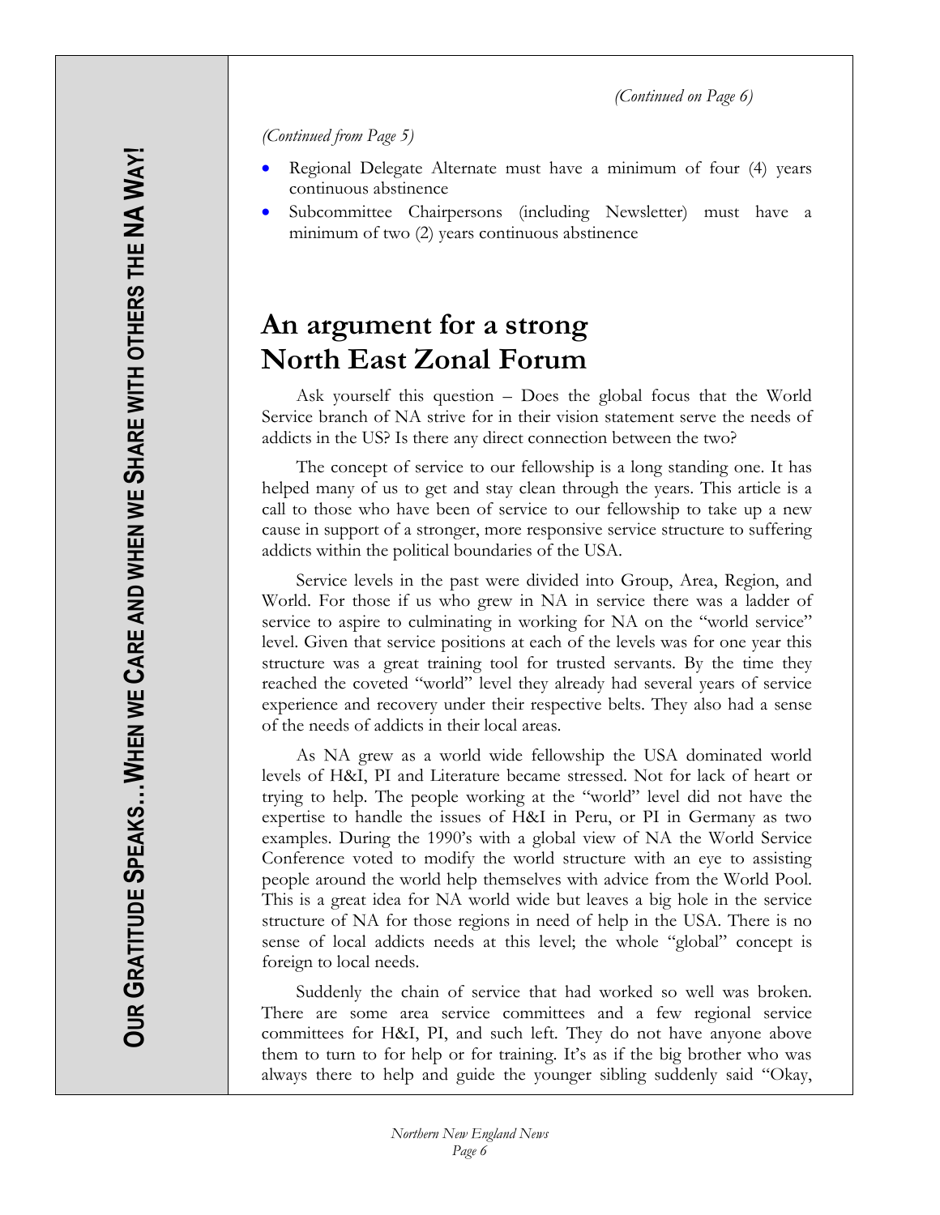*(Continued on Page 6)*

*(Continued from Page 5)*

- Regional Delegate Alternate must have a minimum of four (4) years continuous abstinence
- Subcommittee Chairpersons (including Newsletter) must have a minimum of two (2) years continuous abstinence

# An argument for a strong North East Zonal Forum

Ask yourself this question – Does the global focus that the World Service branch of NA strive for in their vision statement serve the needs of addicts in the US? Is there any direct connection between the two?

The concept of service to our fellowship is a long standing one. It has helped many of us to get and stay clean through the years. This article is a call to those who have been of service to our fellowship to take up a new cause in support of a stronger, more responsive service structure to suffering addicts within the political boundaries of the USA.

Service levels in the past were divided into Group, Area, Region, and World. For those if us who grew in NA in service there was a ladder of service to aspire to culminating in working for NA on the "world service" level. Given that service positions at each of the levels was for one year this structure was a great training tool for trusted servants. By the time they reached the coveted "world" level they already had several years of service experience and recovery under their respective belts. They also had a sense of the needs of addicts in their local areas.

As NA grew as a world wide fellowship the USA dominated world levels of H&I, PI and Literature became stressed. Not for lack of heart or trying to help. The people working at the "world" level did not have the expertise to handle the issues of H&I in Peru, or PI in Germany as two examples. During the 1990's with a global view of NA the World Service Conference voted to modify the world structure with an eye to assisting people around the world help themselves with advice from the World Pool. This is a great idea for NA world wide but leaves a big hole in the service structure of NA for those regions in need of help in the USA. There is no sense of local addicts needs at this level; the whole "global" concept is foreign to local needs.

Suddenly the chain of service that had worked so well was broken. There are some area service committees and a few regional service committees for H&I, PI, and such left. They do not have anyone above them to turn to for help or for training. It's as if the big brother who was always there to help and guide the younger sibling suddenly said "Okay,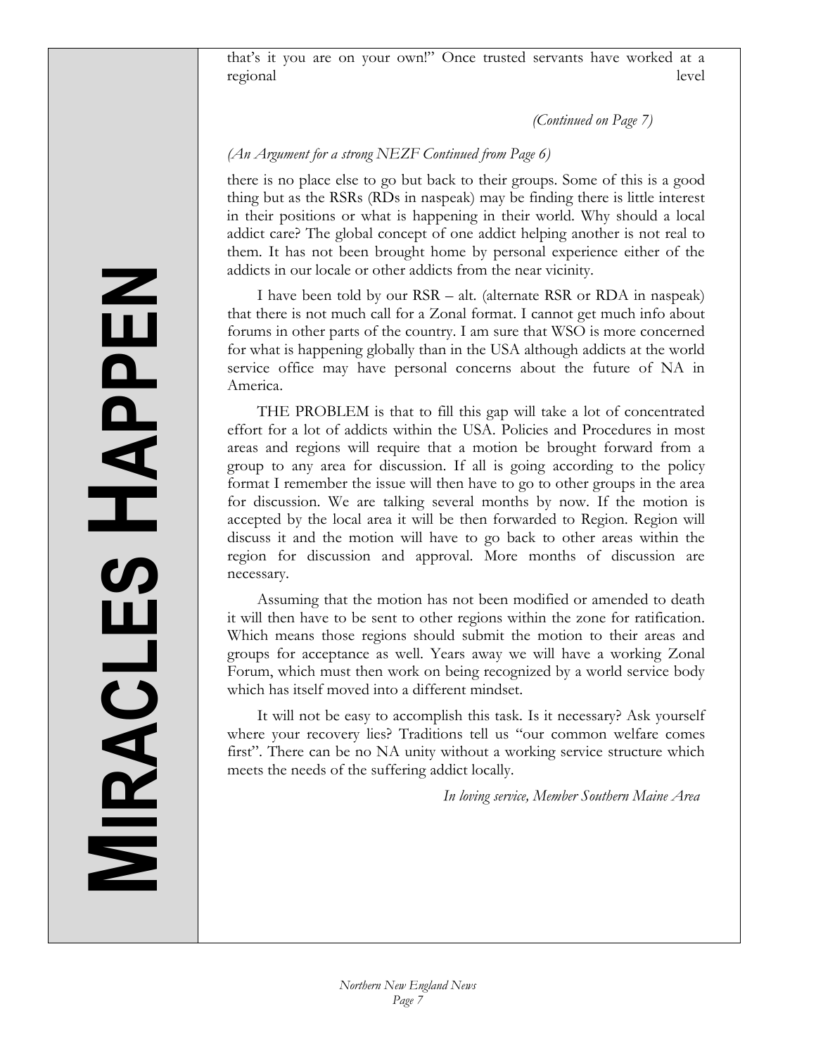that's it you are on your own!" Once trusted servants have worked at a regional level

*(Continued on Page 7)*

*(An Argument for a strong NEZF Continued from Page 6)*

there is no place else to go but back to their groups. Some of this is a good thing but as the RSRs (RDs in naspeak) may be finding there is little interest in their positions or what is happening in their world. Why should a local addict care? The global concept of one addict helping another is not real to them. It has not been brought home by personal experience either of the addicts in our locale or other addicts from the near vicinity.

I have been told by our RSR – alt. (alternate RSR or RDA in naspeak) that there is not much call for a Zonal format. I cannot get much info about forums in other parts of the country. I am sure that WSO is more concerned for what is happening globally than in the USA although addicts at the world service office may have personal concerns about the future of NA in America.

THE PROBLEM is that to fill this gap will take a lot of concentrated effort for a lot of addicts within the USA. Policies and Procedures in most areas and regions will require that a motion be brought forward from a group to any area for discussion. If all is going according to the policy format I remember the issue will then have to go to other groups in the area for discussion. We are talking several months by now. If the motion is accepted by the local area it will be then forwarded to Region. Region will discuss it and the motion will have to go back to other areas within the region for discussion and approval. More months of discussion are necessary.

Assuming that the motion has not been modified or amended to death it will then have to be sent to other regions within the zone for ratification. Which means those regions should submit the motion to their areas and groups for acceptance as well. Years away we will have a working Zonal Forum, which must then work on being recognized by a world service body which has itself moved into a different mindset.

It will not be easy to accomplish this task. Is it necessary? Ask yourself where your recovery lies? Traditions tell us "our common welfare comes first". There can be no NA unity without a working service structure which meets the needs of the suffering addict locally.

*In loving service, Member Southern Maine Area*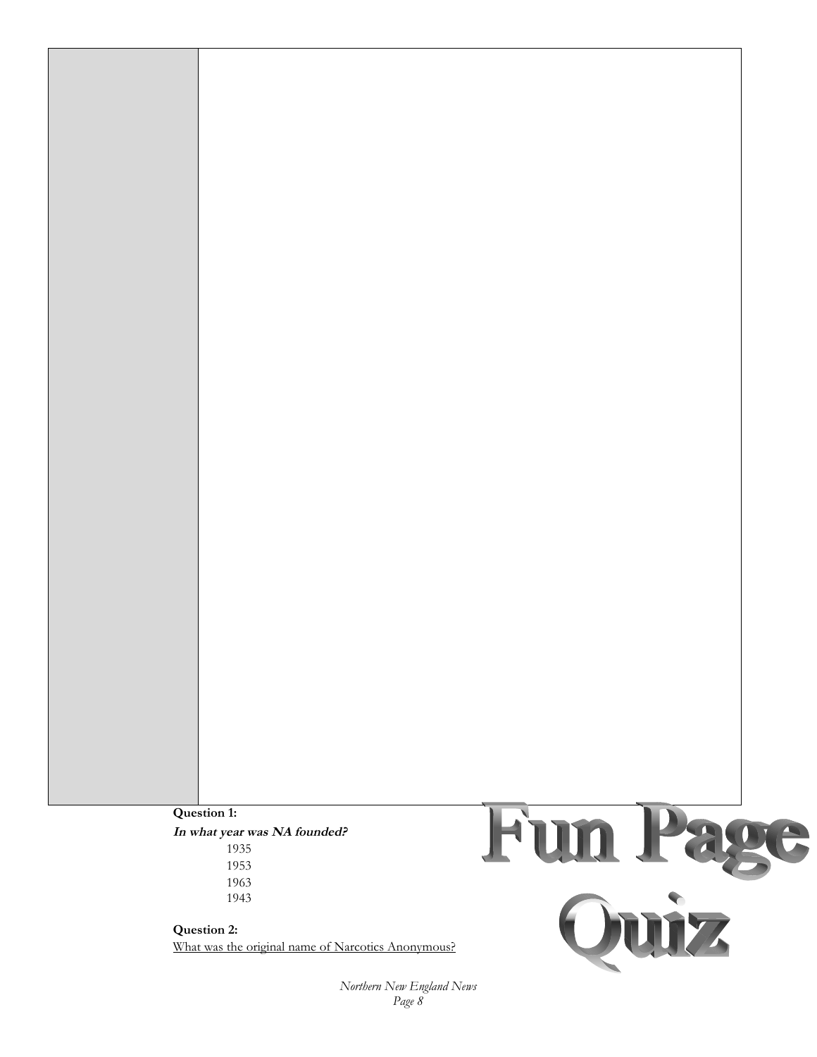# Fun Page Quiz

**Question 1:**

***In what year was NA founded?***

1935
1953
1963
1943

**Question 2:**

What was the original name of Narcotics Anonymous?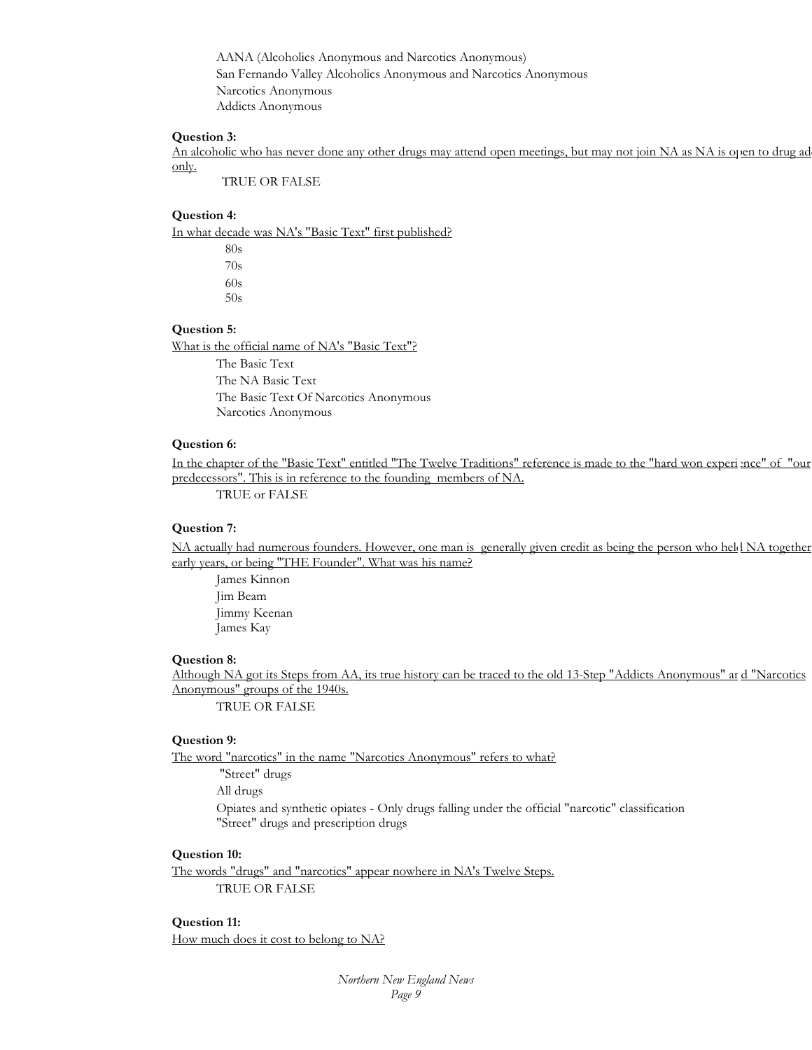AANA (Alcoholics Anonymous and Narcotics Anonymous)
San Fernando Valley Alcoholics Anonymous and Narcotics Anonymous
Narcotics Anonymous
Addicts Anonymous

**Question 3:**
An alcoholic who has never done any other drugs may attend open meetings, but may not join NA as NA is open to drug addicts only.

TRUE OR FALSE

**Question 4:**
In what decade was NA's "Basic Text" first published?

80s
70s
60s
50s

**Question 5:**
What is the official name of NA's "Basic Text"?

The Basic Text
The NA Basic Text
The Basic Text Of Narcotics Anonymous
Narcotics Anonymous

**Question 6:**
In the chapter of the "Basic Text" entitled "The Twelve Traditions" reference is made to the "hard won experience" of "our predecessors". This is in reference to the founding members of NA.

TRUE or FALSE

**Question 7:**
NA actually had numerous founders. However, one man is generally given credit as being the person who held NA together in the early years, or being "THE Founder". What was his name?

James Kinnon
Jim Beam
Jimmy Keenan
James Kay

**Question 8:**
Although NA got its Steps from AA, its true history can be traced to the old 13-Step "Addicts Anonymous" and "Narcotics Anonymous" groups of the 1940s.

TRUE OR FALSE

**Question 9:**
The word "narcotics" in the name "Narcotics Anonymous" refers to what?

"Street" drugs
All drugs
Opiates and synthetic opiates - Only drugs falling under the official "narcotic" classification
"Street" drugs and prescription drugs

**Question 10:**
The words "drugs" and "narcotics" appear nowhere in NA's Twelve Steps.

TRUE OR FALSE

**Question 11:**
How much does it cost to belong to NA?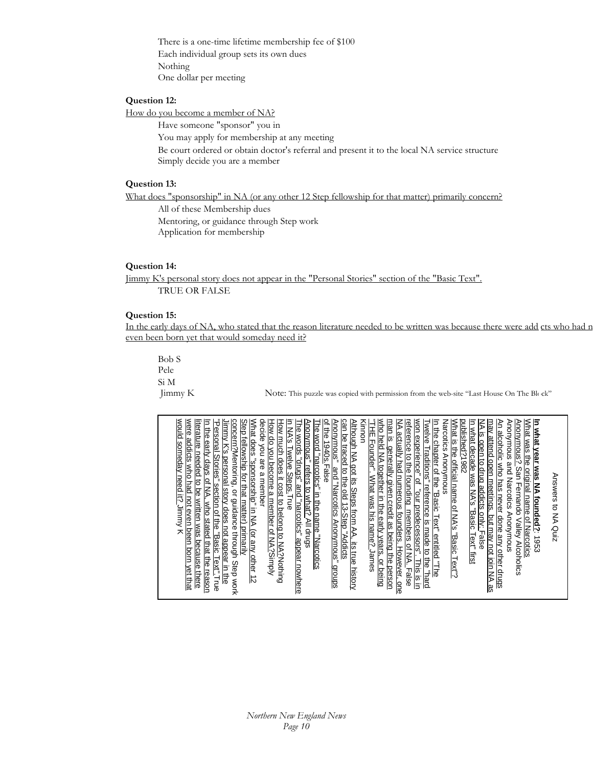There is a one-time lifetime membership fee of $100
Each individual group sets its own dues
Nothing
One dollar per meeting

**Question 12:**

How do you become a member of NA?

Have someone "sponsor" you in
You may apply for membership at any meeting
Be court ordered or obtain doctor's referral and present it to the local NA service structure
Simply decide you are a member

**Question 13:**

What does "sponsorship" in NA (or any other 12 Step fellowship for that matter) primarily concern?

All of these Membership dues
Mentoring, or guidance through Step work
Application for membership

**Question 14:**

Jimmy K's personal story does not appear in the "Personal Stories" section of the "Basic Text".

TRUE OR FALSE

**Question 15:**

In the early days of NA, who stated that the reason literature needed to be written was because there were add cts who had n even been born yet that would someday need it?

Bob S
Pele
Si M
Jimmy K

Note: This puzzle was copied with permission from the web-site "Last House On The Bl ck"

Answers to NA Quiz

**In what year was NA founded?**: 1953
What was the original name of Narcotics Anonymous? San Fernando Valley Alcoholics Anonymous and Narcotics Anonymous
An alcoholic who has never done any other drugs may attend open meetings, but may not join NA as NA is open to drug addicts only. False
In what decade was NA's "Basic Text" first published?1982
What is the official name of NA's "Basic Text"? Narcotics Anonymous
In the chapter of the "Basic Text" entitled "The Twelve Traditions" reference is made to the "hard won experience" of "our predecessors". This is in reference to the founding members of NA. False
NA actually had numerous founders. However, one man is generally given credit as being the person who held NA together in the early years, or being "THE Founder". What was his name? James Kinnon
Although NA got its Steps from AA, its true history can be traced to the old 13-Step "Addicts Anonymous" and "Narcotics Anonymous" groups of the 1940s. False
The word "narcotics" in the name "Narcotics Anonymous" refers to what? All drugs
The words "drugs" and "narcotics" appear nowhere in NA's Twelve Steps. True
How much does it cost to belong to NA? Nothing
How do you become a member of NA? Simply decide you are a member
What does "sponsorship" in NA (or any other 12 Step fellowship for that matter) primarily concern? Mentoring, or guidance through Step work
Jimmy K's personal story does not appear in the "Personal Stories" section of the "Basic Text". True
In the early days of NA, who stated that the reason literature needed to be written was because there were addicts who had not even been born yet that would someday need it? Jimmy K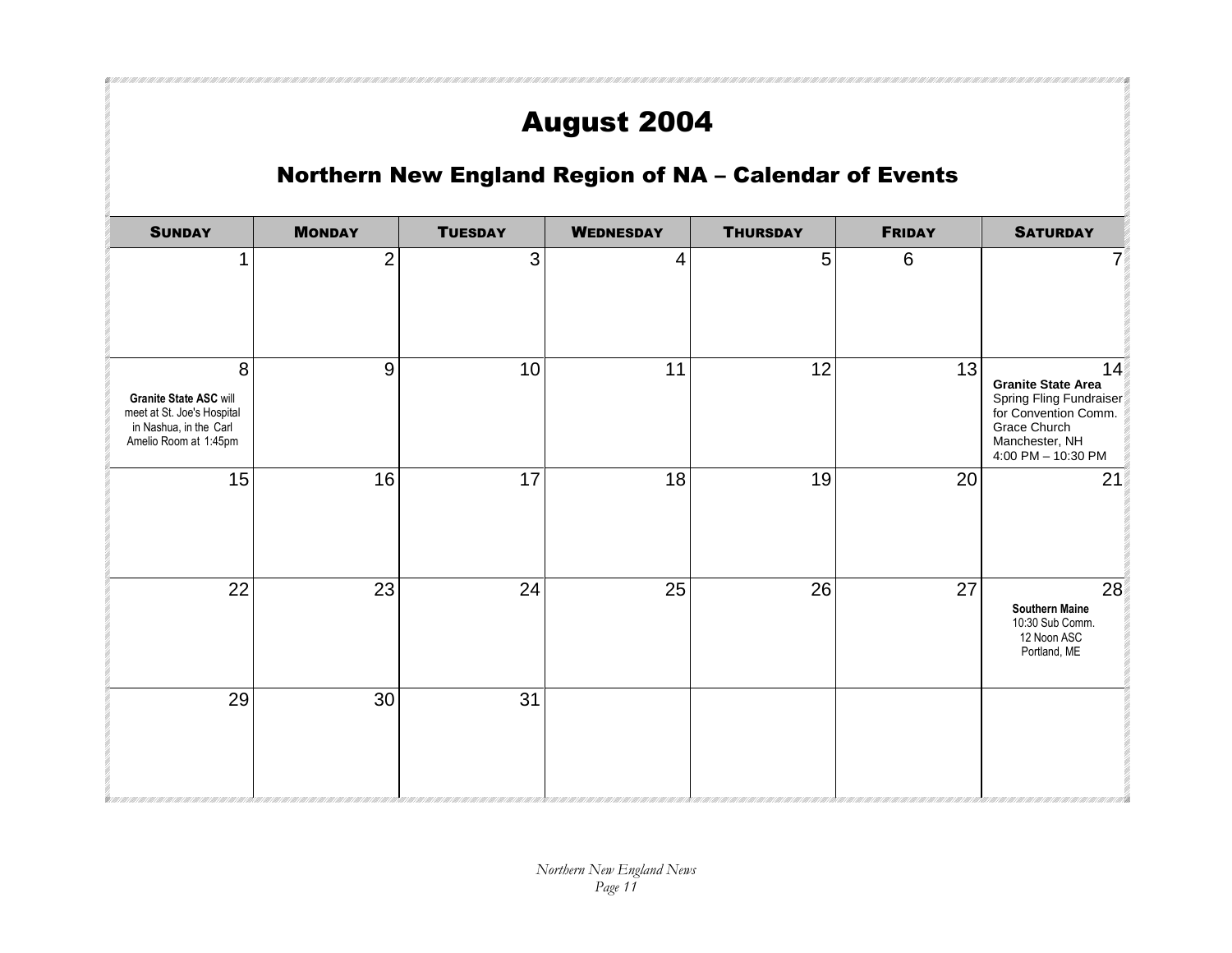# August 2004

## Northern New England Region of NA – Calendar of Events

| SUNDAY | MONDAY | TUESDAY | WEDNESDAY | THURSDAY | FRIDAY | SATURDAY |
|---|---|---|---|---|---|---|
| 1 | 2 | 3 | 4 | 5 | 6 | 7 |
| 8<br>**Granite State ASC** will meet at St. Joe's Hospital in Nashua, in the Carl Amelio Room at 1:45pm | 9 | 10 | 11 | 12 | 13 | 14<br>**Granite State Area**<br>Spring Fling Fundraiser for Convention Comm.<br>Grace Church<br>Manchester, NH<br>4:00 PM – 10:30 PM |
| 15 | 16 | 17 | 18 | 19 | 20 | 21 |
| 22 | 23 | 24 | 25 | 26 | 27 | 28<br>**Southern Maine**<br>10:30 Sub Comm.<br>12 Noon ASC<br>Portland, ME |
| 29 | 30 | 31 | | | | |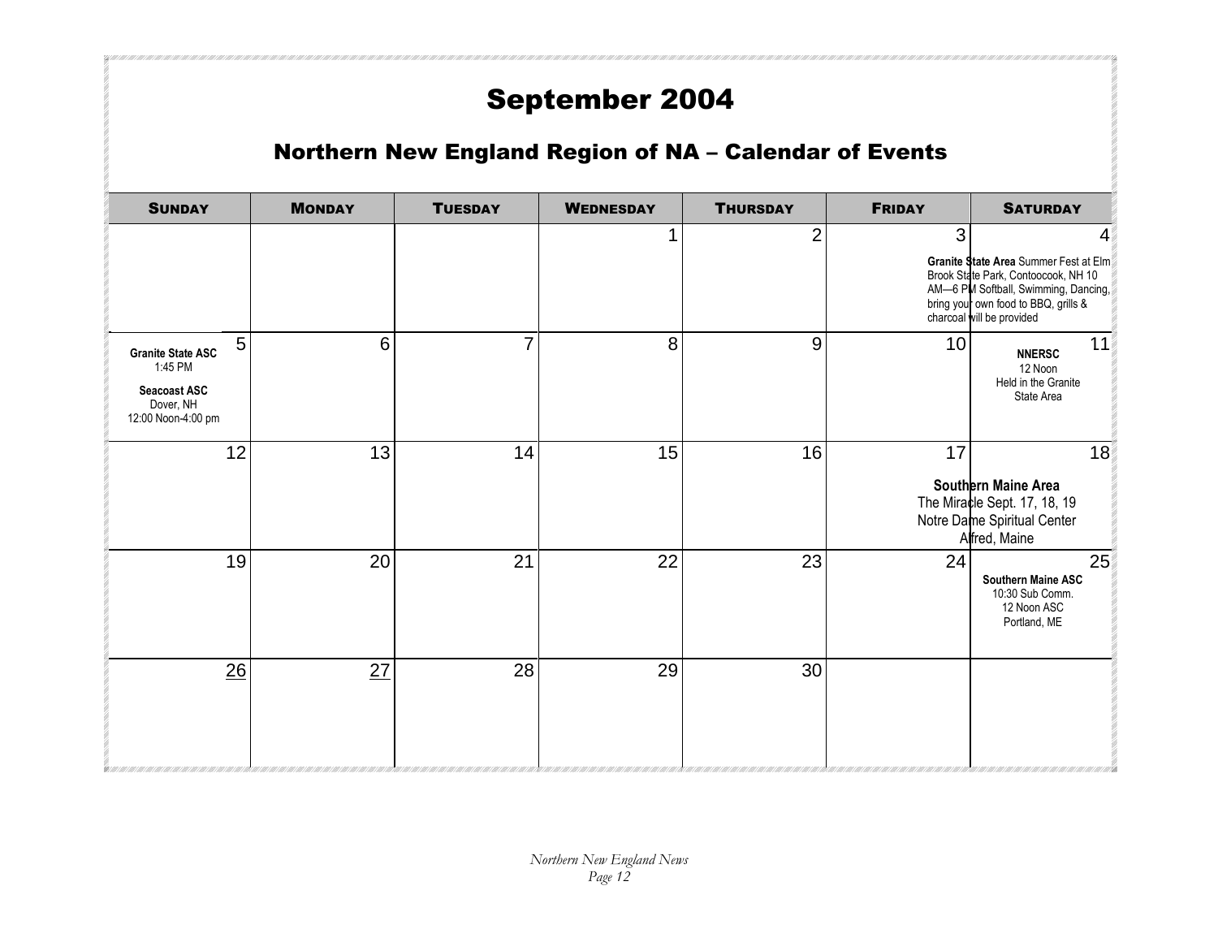# September 2004

## Northern New England Region of NA – Calendar of Events

| Sunday | Monday | Tuesday | Wednesday | Thursday | Friday | Saturday |
|---|---|---|---|---|---|---|
| | | | 1 | 2 | 3 | 4 **Granite State Area** Summer Fest at Elm Brook State Park, Contoocook, NH 10 AM—6 PM Softball, Swimming, Dancing, bring your own food to BBQ, grills & charcoal will be provided |
| 5 **Granite State ASC** 1:45 PM **Seacoast ASC** Dover, NH 12:00 Noon-4:00 pm | 6 | 7 | 8 | 9 | 10 | 11 **NNERSC** 12 Noon Held in the Granite State Area |
| 12 | 13 | 14 | 15 | 16 | 17 **Southern Maine Area** The Miracle Sept. 17, 18, 19 Notre Dame Spiritual Center Alfred, Maine | 18 |
| 19 | 20 | 21 | 22 | 23 | 24 | 25 **Southern Maine ASC** 10:30 Sub Comm. 12 Noon ASC Portland, ME |
| 26 | 27 | 28 | 29 | 30 | | |